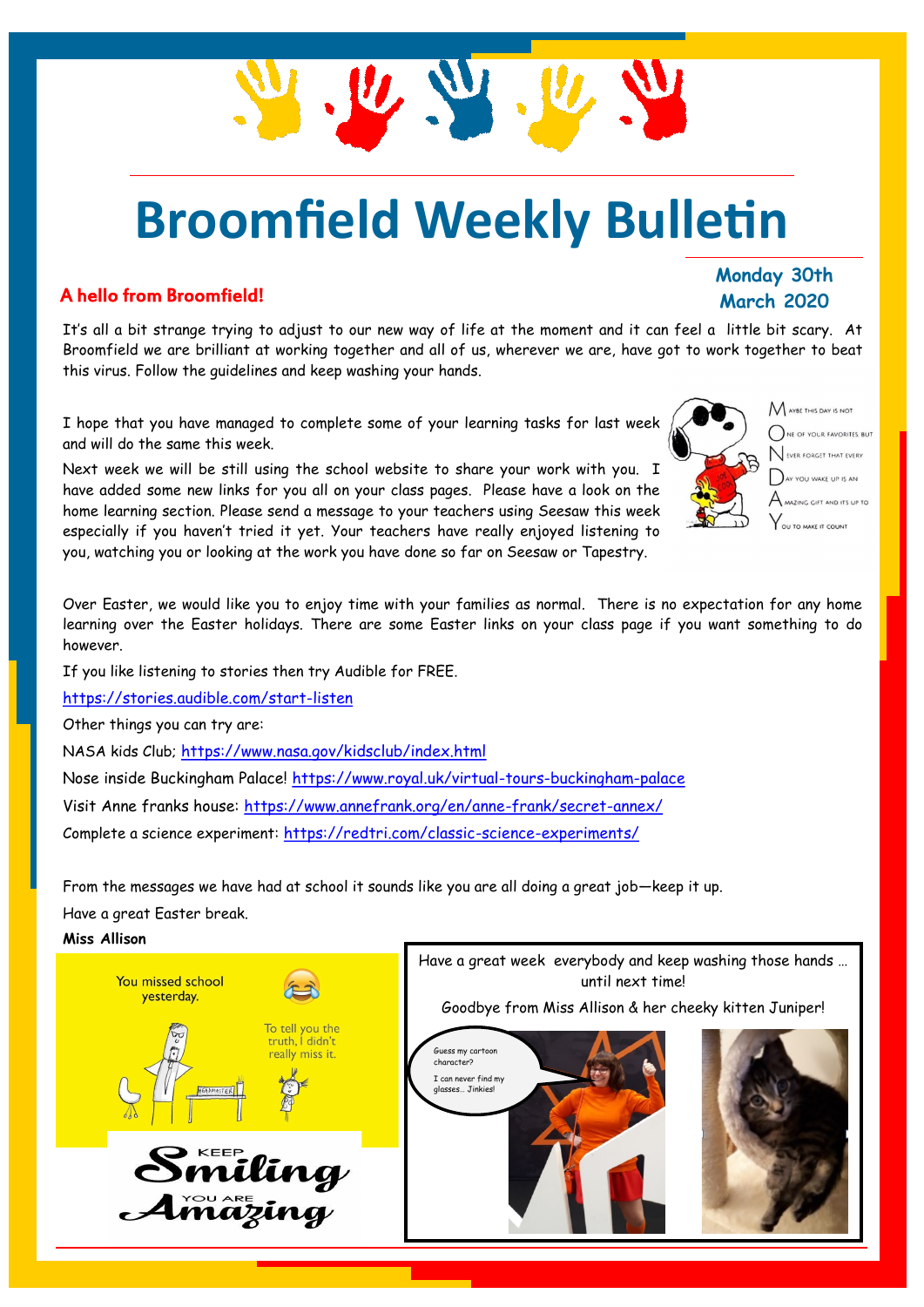# Broomfield Weekly Bulletin

**Monday 30th March 2020**

## A hello from Broomfield!

It's all a bit strange trying to adjust to our new way of life at the moment and it can feel a little bit scary. At Broomfield we are brilliant at working together and all of us, wherever we are, have got to work together to beat this virus. Follow the guidelines and keep washing your hands.

I hope that you have managed to complete some of your learning tasks for last week and will do the same this week.

Next week we will be still using the school website to share your work with you. I have added some new links for you all on your class pages. Please have a look on the home learning section. Please send a message to your teachers using Seesaw this week especially if you haven't tried it yet. Your teachers have really enjoyed listening to you, watching you or looking at the work you have done so far on Seesaw or Tapestry.

Over Easter, we would like you to enjoy time with your families as normal. There is no expectation for any home learning over the Easter holidays. There are some Easter links on your class page if you want something to do however.

If you like listening to stories then try Audible for FREE.

https://stories.audible.com/start-listen

Other things you can try are:

NASA kids Club; https://www.nasa.gov/kidsclub/index.html

Nose inside Buckingham Palace! https://www.royal.uk/virtual-tours-buckingham-palace

Visit Anne franks house: https://www.annefrank.org/en/anne-frank/secret-annex/

Complete a science experiment: https://redtri.com/classic-science-experiments/

From the messages we have had at school it sounds like you are all doing a great job—keep it up.

Have a great Easter break.

**Miss Allison**

Have a great week everybody and keep washing those hands … until next time!

Goodbye from Miss Allison & her cheeky kitten Juniper!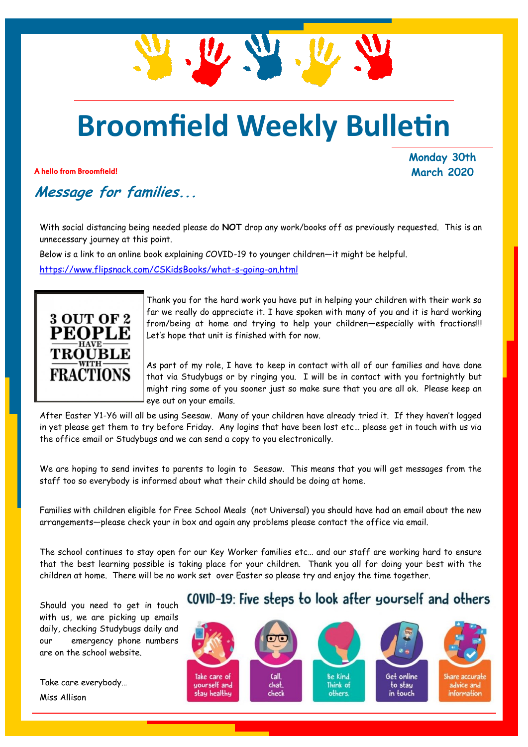# Broomfield Weekly Bulletin

**A hello from Broomfield!**

**Monday 30th March 2020**

## *Message for families...*

With social distancing being needed please do **NOT** drop any work/books off as previously requested. This is an unnecessary journey at this point.

Below is a link to an online book explaining COVID-19 to younger children—it might be helpful.

https://www.flipsnack.com/CSKidsBooks/what-s-going-on.html

3 OUT OF 2 PEOPLE HAVE TROUBLE WITH FRACTIONS

Thank you for the hard work you have put in helping your children with their work so far we really do appreciate it. I have spoken with many of you and it is hard working from/being at home and trying to help your children—especially with fractions!!! Let's hope that unit is finished with for now.

As part of my role, I have to keep in contact with all of our families and have done that via Studybugs or by ringing you. I will be in contact with you fortnightly but might ring some of you sooner just so make sure that you are all ok. Please keep an eye out on your emails.

After Easter Y1-Y6 will all be using Seesaw. Many of your children have already tried it. If they haven't logged in yet please get them to try before Friday. Any logins that have been lost etc… please get in touch with us via the office email or Studybugs and we can send a copy to you electronically.

We are hoping to send invites to parents to login to Seesaw. This means that you will get messages from the staff too so everybody is informed about what their child should be doing at home.

Families with children eligible for Free School Meals (not Universal) you should have had an email about the new arrangements—please check your in box and again any problems please contact the office via email.

The school continues to stay open for our Key Worker families etc… and our staff are working hard to ensure that the best learning possible is taking place for your children. Thank you all for doing your best with the children at home. There will be no work set over Easter so please try and enjoy the time together.

Should you need to get in touch with us, we are picking up emails daily, checking Studybugs daily and our emergency phone numbers are on the school website.

Take care everybody…

Miss Allison

COVID-19: Five steps to look after yourself and others

Take care of yourself and stay healthy

Call. chat. check

Be Kind. Think of others.

Get online to stay in touch

Share accurate advice and information